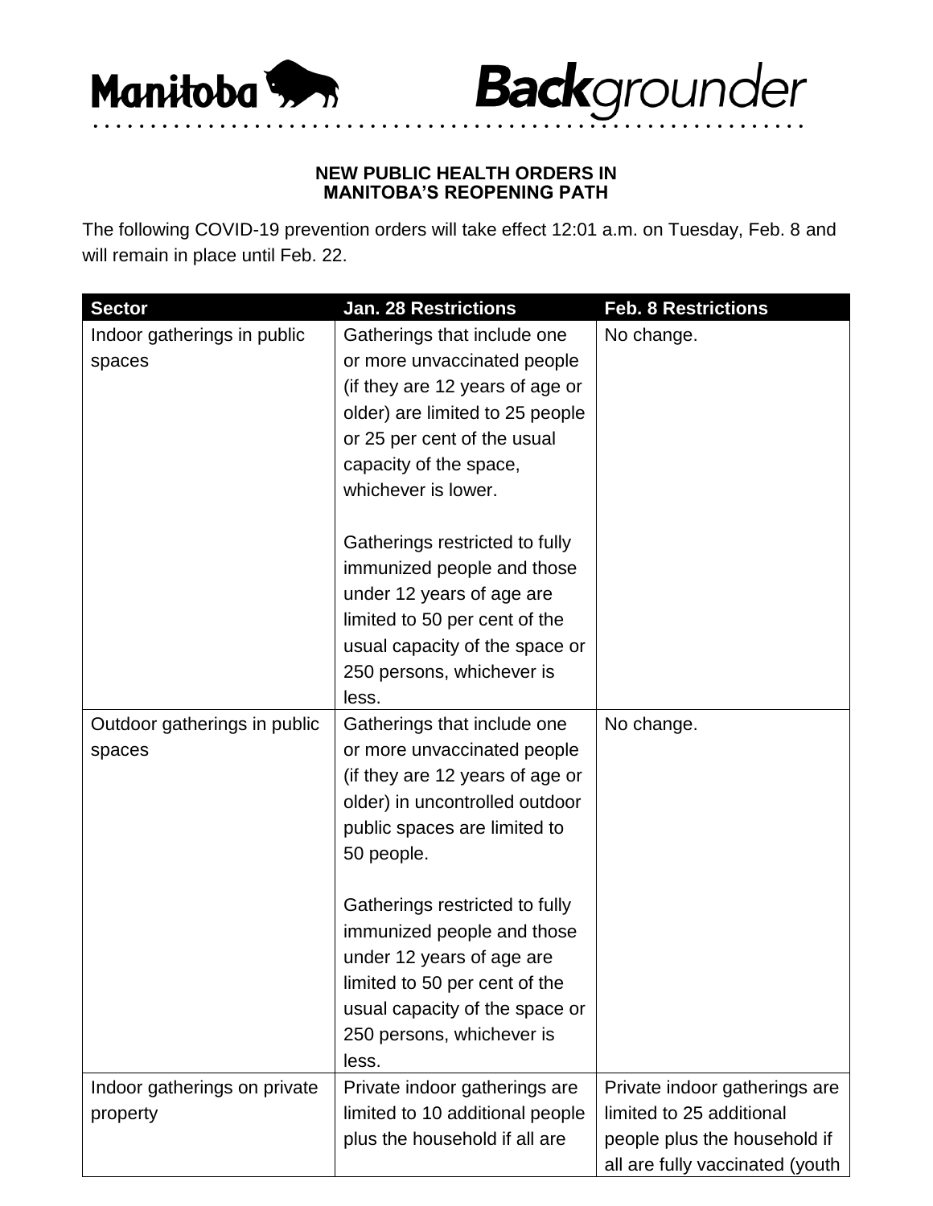Manitoba **Back**grounder

**NEW PUBLIC HEALTH ORDERS IN MANITOBA'S REOPENING PATH**

The following COVID-19 prevention orders will take effect 12:01 a.m. on Tuesday, Feb. 8 and will remain in place until Feb. 22.

| Sector | Jan. 28 Restrictions | Feb. 8 Restrictions |
|---|---|---|
| Indoor gatherings in public spaces | Gatherings that include one or more unvaccinated people (if they are 12 years of age or older) are limited to 25 people or 25 per cent of the usual capacity of the space, whichever is lower.<br><br>Gatherings restricted to fully immunized people and those under 12 years of age are limited to 50 per cent of the usual capacity of the space or 250 persons, whichever is less. | No change. |
| Outdoor gatherings in public spaces | Gatherings that include one or more unvaccinated people (if they are 12 years of age or older) in uncontrolled outdoor public spaces are limited to 50 people.<br><br>Gatherings restricted to fully immunized people and those under 12 years of age are limited to 50 per cent of the usual capacity of the space or 250 persons, whichever is less. | No change. |
| Indoor gatherings on private property | Private indoor gatherings are limited to 10 additional people plus the household if all are | Private indoor gatherings are limited to 25 additional people plus the household if all are fully vaccinated (youth |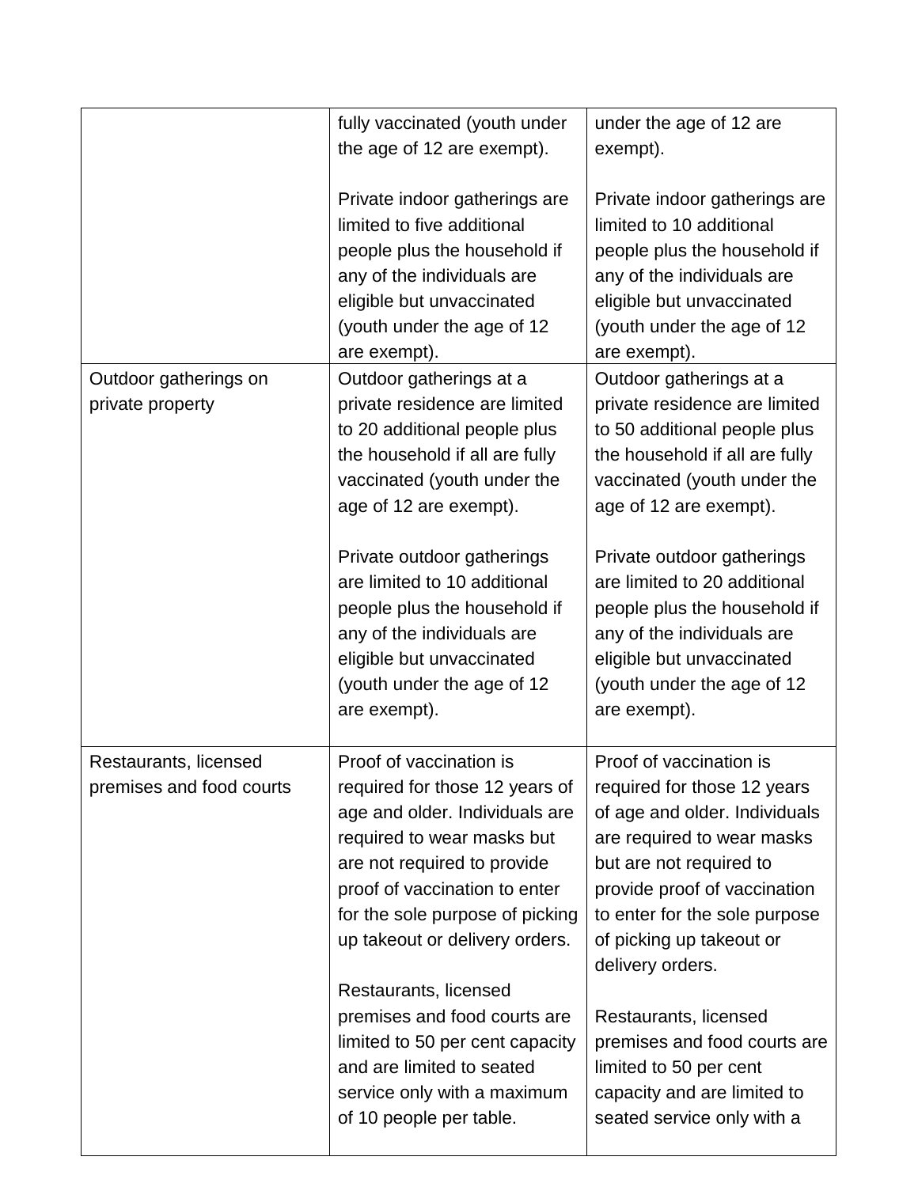| | | |
|---|---|---|
| | fully vaccinated (youth under the age of 12 are exempt).<br><br>Private indoor gatherings are limited to five additional people plus the household if any of the individuals are eligible but unvaccinated (youth under the age of 12 are exempt). | under the age of 12 are exempt).<br><br>Private indoor gatherings are limited to 10 additional people plus the household if any of the individuals are eligible but unvaccinated (youth under the age of 12 are exempt). |
| Outdoor gatherings on private property | Outdoor gatherings at a private residence are limited to 20 additional people plus the household if all are fully vaccinated (youth under the age of 12 are exempt).<br><br>Private outdoor gatherings are limited to 10 additional people plus the household if any of the individuals are eligible but unvaccinated (youth under the age of 12 are exempt). | Outdoor gatherings at a private residence are limited to 50 additional people plus the household if all are fully vaccinated (youth under the age of 12 are exempt).<br><br>Private outdoor gatherings are limited to 20 additional people plus the household if any of the individuals are eligible but unvaccinated (youth under the age of 12 are exempt). |
| Restaurants, licensed premises and food courts | Proof of vaccination is required for those 12 years of age and older. Individuals are required to wear masks but are not required to provide proof of vaccination to enter for the sole purpose of picking up takeout or delivery orders.<br><br>Restaurants, licensed premises and food courts are limited to 50 per cent capacity and are limited to seated service only with a maximum of 10 people per table. | Proof of vaccination is required for those 12 years of age and older. Individuals are required to wear masks but are not required to provide proof of vaccination to enter for the sole purpose of picking up takeout or delivery orders.<br><br>Restaurants, licensed premises and food courts are limited to 50 per cent capacity and are limited to seated service only with a |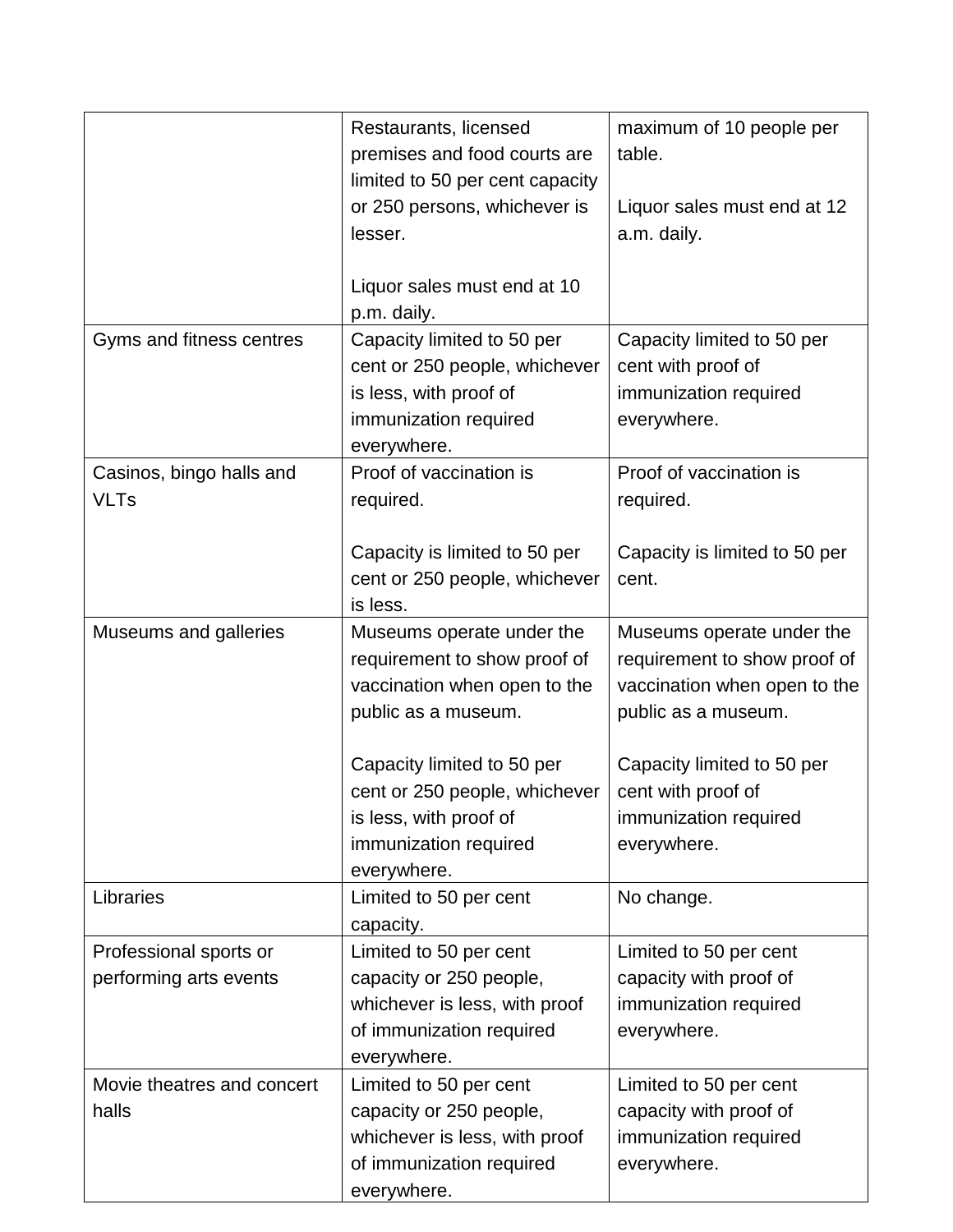| | | |
|---|---|---|
| | Restaurants, licensed premises and food courts are limited to 50 per cent capacity or 250 persons, whichever is lesser.<br><br>Liquor sales must end at 10 p.m. daily. | maximum of 10 people per table.<br><br>Liquor sales must end at 12 a.m. daily. |
| Gyms and fitness centres | Capacity limited to 50 per cent or 250 people, whichever is less, with proof of immunization required everywhere. | Capacity limited to 50 per cent with proof of immunization required everywhere. |
| Casinos, bingo halls and VLTs | Proof of vaccination is required.<br><br>Capacity is limited to 50 per cent or 250 people, whichever is less. | Proof of vaccination is required.<br><br>Capacity is limited to 50 per cent. |
| Museums and galleries | Museums operate under the requirement to show proof of vaccination when open to the public as a museum.<br><br>Capacity limited to 50 per cent or 250 people, whichever is less, with proof of immunization required everywhere. | Museums operate under the requirement to show proof of vaccination when open to the public as a museum.<br><br>Capacity limited to 50 per cent with proof of immunization required everywhere. |
| Libraries | Limited to 50 per cent capacity. | No change. |
| Professional sports or performing arts events | Limited to 50 per cent capacity or 250 people, whichever is less, with proof of immunization required everywhere. | Limited to 50 per cent capacity with proof of immunization required everywhere. |
| Movie theatres and concert halls | Limited to 50 per cent capacity or 250 people, whichever is less, with proof of immunization required everywhere. | Limited to 50 per cent capacity with proof of immunization required everywhere. |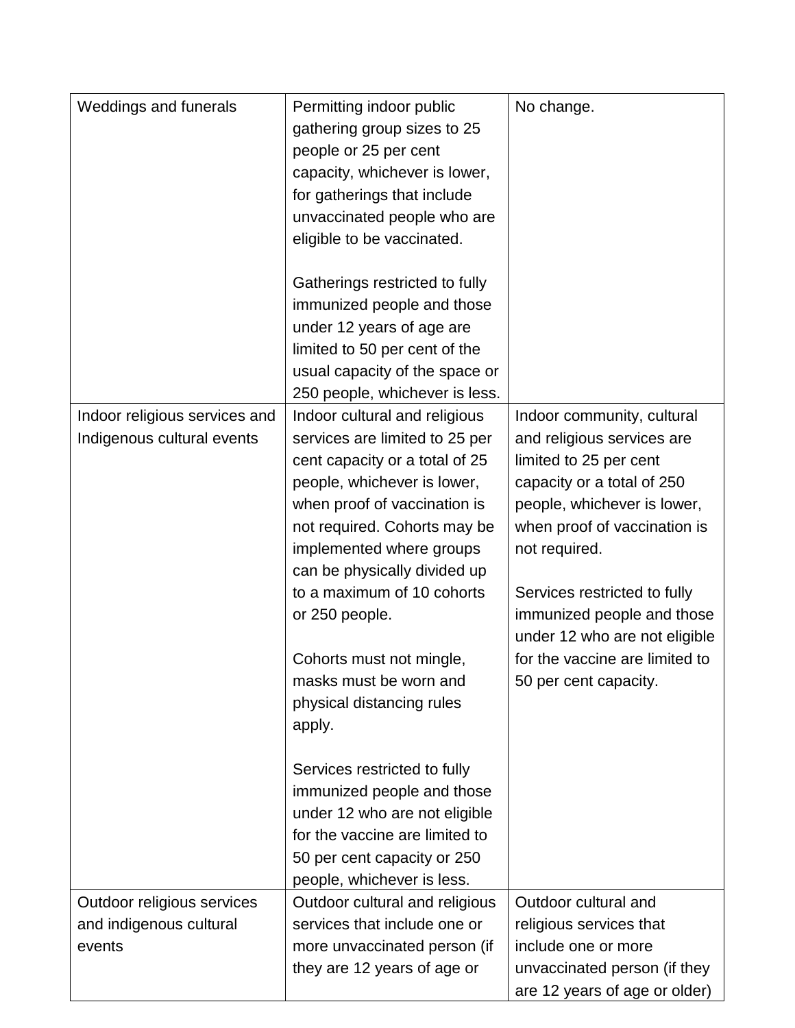| | | |
|---|---|---|
| Weddings and funerals | Permitting indoor public gathering group sizes to 25 people or 25 per cent capacity, whichever is lower, for gatherings that include unvaccinated people who are eligible to be vaccinated.<br><br>Gatherings restricted to fully immunized people and those under 12 years of age are limited to 50 per cent of the usual capacity of the space or 250 people, whichever is less. | No change. |
| Indoor religious services and Indigenous cultural events | Indoor cultural and religious services are limited to 25 per cent capacity or a total of 25 people, whichever is lower, when proof of vaccination is not required. Cohorts may be implemented where groups can be physically divided up to a maximum of 10 cohorts or 250 people.<br><br>Cohorts must not mingle, masks must be worn and physical distancing rules apply.<br><br>Services restricted to fully immunized people and those under 12 who are not eligible for the vaccine are limited to 50 per cent capacity or 250 people, whichever is less. | Indoor community, cultural and religious services are limited to 25 per cent capacity or a total of 250 people, whichever is lower, when proof of vaccination is not required.<br><br>Services restricted to fully immunized people and those under 12 who are not eligible for the vaccine are limited to 50 per cent capacity. |
| Outdoor religious services and indigenous cultural events | Outdoor cultural and religious services that include one or more unvaccinated person (if they are 12 years of age or | Outdoor cultural and religious services that include one or more unvaccinated person (if they are 12 years of age or older) |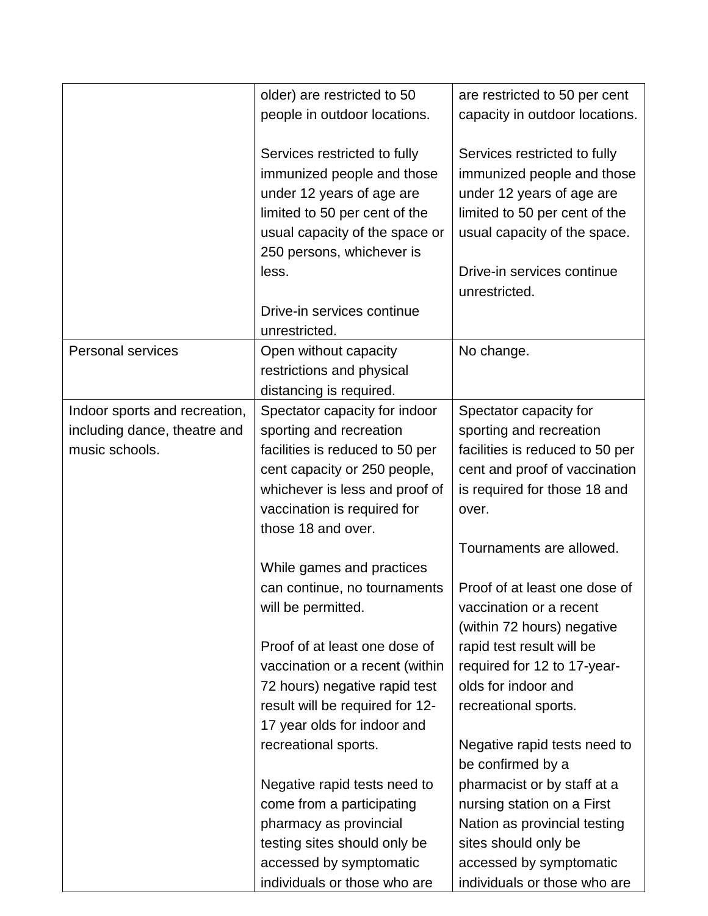| | | |
|---|---|---|
| | older) are restricted to 50 people in outdoor locations.<br><br>Services restricted to fully immunized people and those under 12 years of age are limited to 50 per cent of the usual capacity of the space or 250 persons, whichever is less.<br><br>Drive-in services continue unrestricted. | are restricted to 50 per cent capacity in outdoor locations.<br><br>Services restricted to fully immunized people and those under 12 years of age are limited to 50 per cent of the usual capacity of the space.<br><br>Drive-in services continue unrestricted. |
| Personal services | Open without capacity restrictions and physical distancing is required. | No change. |
| Indoor sports and recreation, including dance, theatre and music schools. | Spectator capacity for indoor sporting and recreation facilities is reduced to 50 per cent capacity or 250 people, whichever is less and proof of vaccination is required for those 18 and over.<br><br>While games and practices can continue, no tournaments will be permitted.<br><br>Proof of at least one dose of vaccination or a recent (within 72 hours) negative rapid test result will be required for 12-17 year olds for indoor and recreational sports.<br><br>Negative rapid tests need to come from a participating pharmacy as provincial testing sites should only be accessed by symptomatic individuals or those who are | Spectator capacity for sporting and recreation facilities is reduced to 50 per cent and proof of vaccination is required for those 18 and over.<br><br>Tournaments are allowed.<br><br>Proof of at least one dose of vaccination or a recent (within 72 hours) negative rapid test result will be required for 12 to 17-year-olds for indoor and recreational sports.<br><br>Negative rapid tests need to be confirmed by a pharmacist or by staff at a nursing station on a First Nation as provincial testing sites should only be accessed by symptomatic individuals or those who are |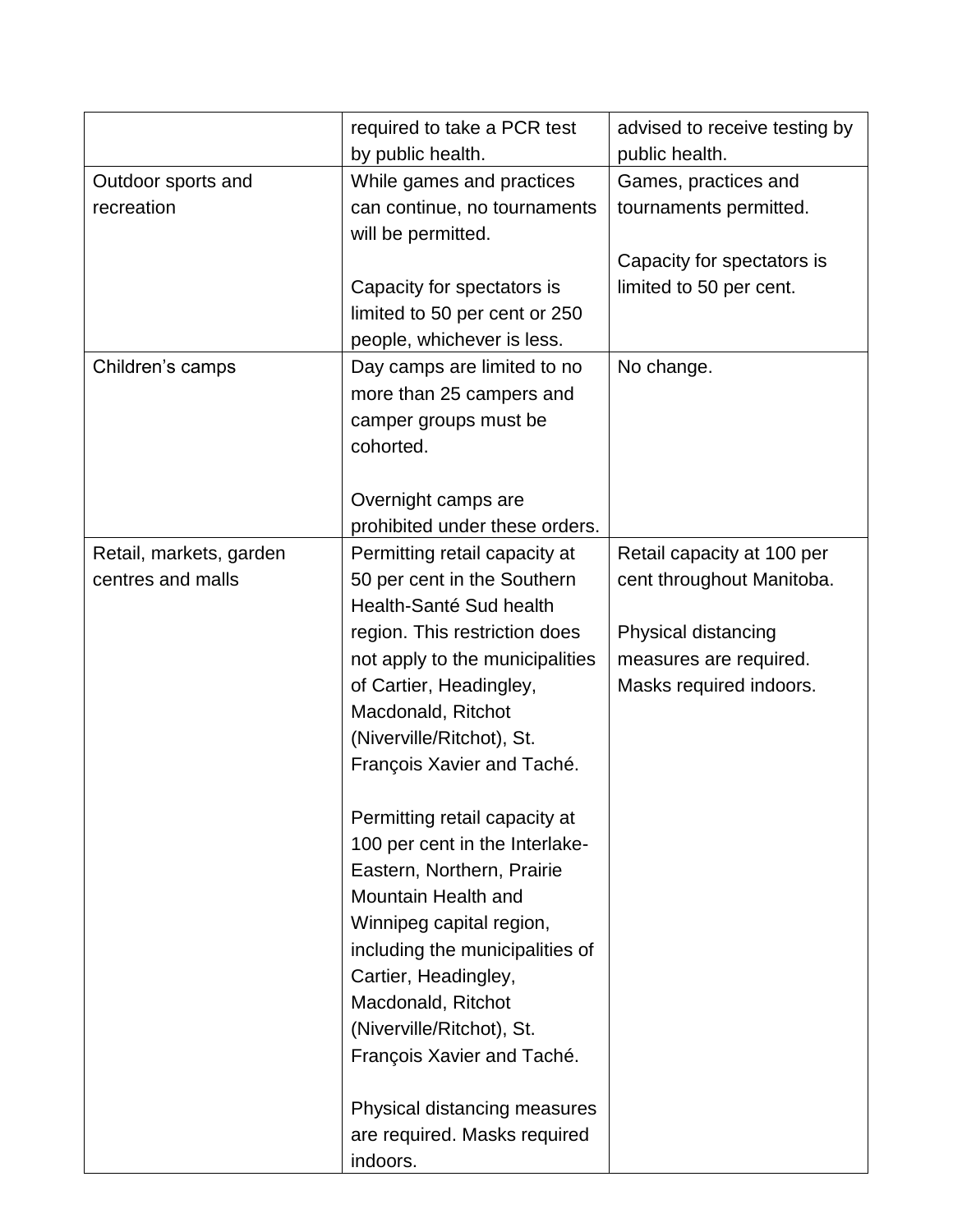| | | |
|---|---|---|
| | required to take a PCR test by public health. | advised to receive testing by public health. |
| Outdoor sports and recreation | While games and practices can continue, no tournaments will be permitted.<br><br>Capacity for spectators is limited to 50 per cent or 250 people, whichever is less. | Games, practices and tournaments permitted.<br><br>Capacity for spectators is limited to 50 per cent. |
| Children's camps | Day camps are limited to no more than 25 campers and camper groups must be cohorted.<br><br>Overnight camps are prohibited under these orders. | No change. |
| Retail, markets, garden centres and malls | Permitting retail capacity at 50 per cent in the Southern Health-Santé Sud health region. This restriction does not apply to the municipalities of Cartier, Headingley, Macdonald, Ritchot (Niverville/Ritchot), St. François Xavier and Taché.<br><br>Permitting retail capacity at 100 per cent in the Interlake-Eastern, Northern, Prairie Mountain Health and Winnipeg capital region, including the municipalities of Cartier, Headingley, Macdonald, Ritchot (Niverville/Ritchot), St. François Xavier and Taché.<br><br>Physical distancing measures are required. Masks required indoors. | Retail capacity at 100 per cent throughout Manitoba.<br><br>Physical distancing measures are required. Masks required indoors. |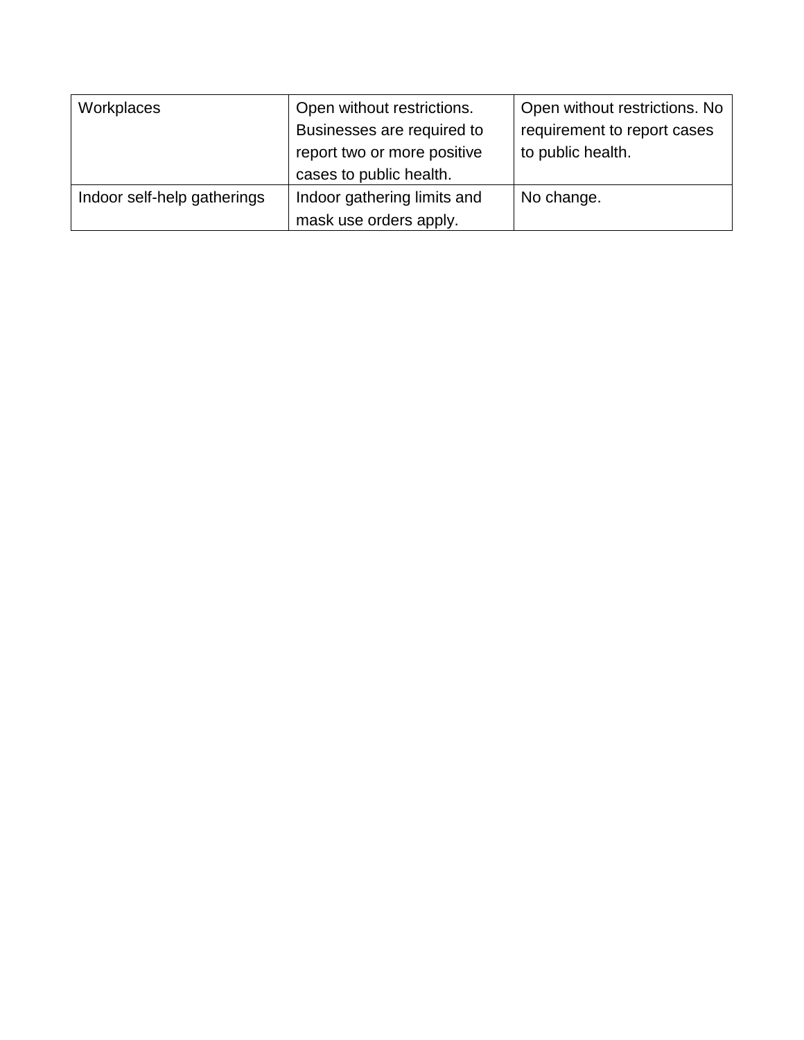| | | |
|---|---|---|
| Workplaces | Open without restrictions. Businesses are required to report two or more positive cases to public health. | Open without restrictions. No requirement to report cases to public health. |
| Indoor self-help gatherings | Indoor gathering limits and mask use orders apply. | No change. |